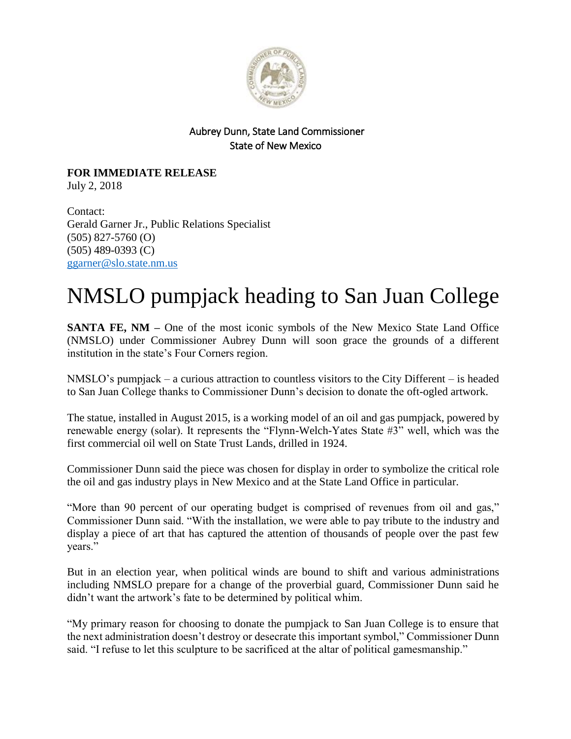Aubrey Dunn, State Land Commissioner
State of New Mexico

**FOR IMMEDIATE RELEASE**
July 2, 2018

Contact:
Gerald Garner Jr., Public Relations Specialist
(505) 827-5760 (O)
(505) 489-0393 (C)
ggarner@slo.state.nm.us

# NMSLO pumpjack heading to San Juan College

**SANTA FE, NM –** One of the most iconic symbols of the New Mexico State Land Office (NMSLO) under Commissioner Aubrey Dunn will soon grace the grounds of a different institution in the state's Four Corners region.

NMSLO's pumpjack – a curious attraction to countless visitors to the City Different – is headed to San Juan College thanks to Commissioner Dunn's decision to donate the oft-ogled artwork.

The statue, installed in August 2015, is a working model of an oil and gas pumpjack, powered by renewable energy (solar). It represents the "Flynn-Welch-Yates State #3" well, which was the first commercial oil well on State Trust Lands, drilled in 1924.

Commissioner Dunn said the piece was chosen for display in order to symbolize the critical role the oil and gas industry plays in New Mexico and at the State Land Office in particular.

"More than 90 percent of our operating budget is comprised of revenues from oil and gas," Commissioner Dunn said. "With the installation, we were able to pay tribute to the industry and display a piece of art that has captured the attention of thousands of people over the past few years."

But in an election year, when political winds are bound to shift and various administrations including NMSLO prepare for a change of the proverbial guard, Commissioner Dunn said he didn't want the artwork's fate to be determined by political whim.

"My primary reason for choosing to donate the pumpjack to San Juan College is to ensure that the next administration doesn't destroy or desecrate this important symbol," Commissioner Dunn said. "I refuse to let this sculpture to be sacrificed at the altar of political gamesmanship."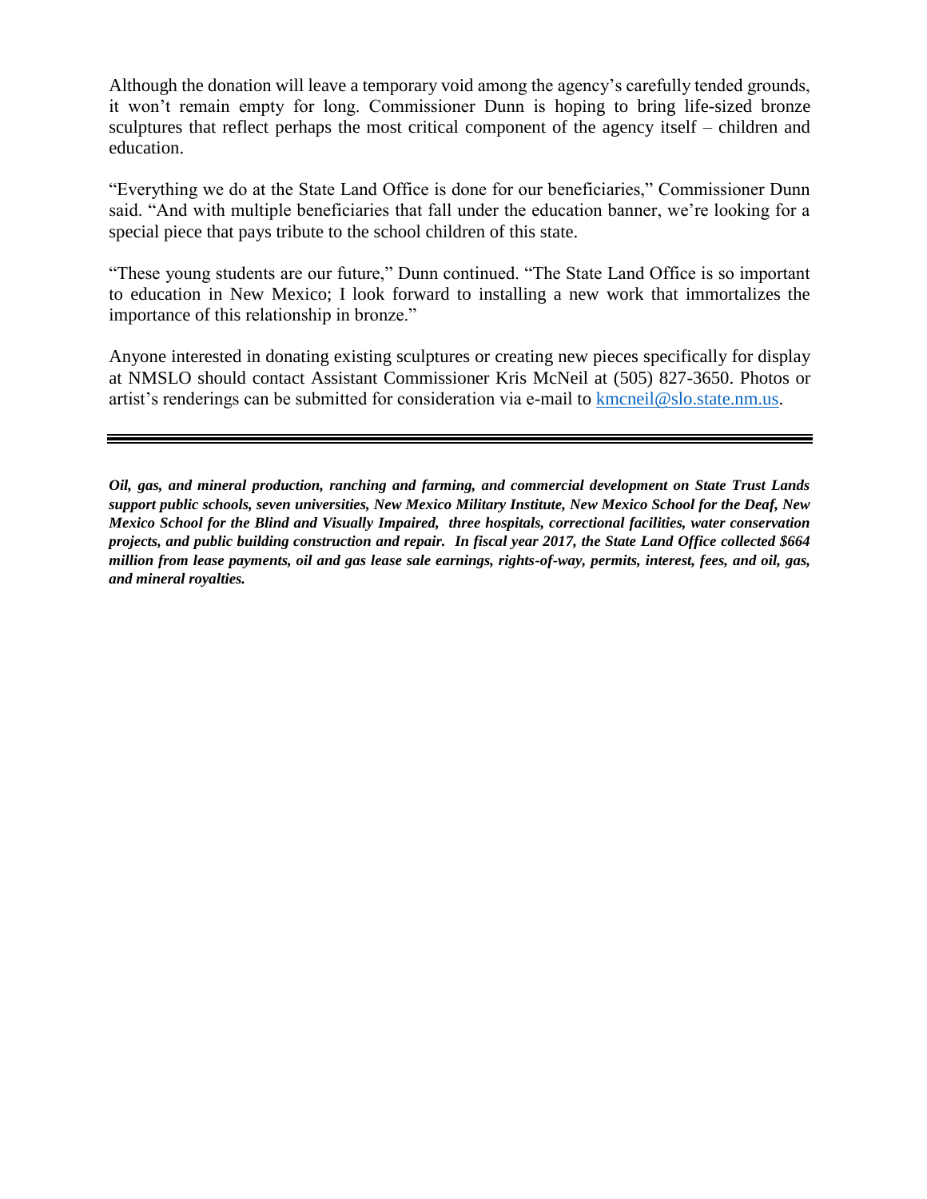Although the donation will leave a temporary void among the agency's carefully tended grounds, it won't remain empty for long. Commissioner Dunn is hoping to bring life-sized bronze sculptures that reflect perhaps the most critical component of the agency itself – children and education.

"Everything we do at the State Land Office is done for our beneficiaries," Commissioner Dunn said. "And with multiple beneficiaries that fall under the education banner, we're looking for a special piece that pays tribute to the school children of this state.

"These young students are our future," Dunn continued. "The State Land Office is so important to education in New Mexico; I look forward to installing a new work that immortalizes the importance of this relationship in bronze."

Anyone interested in donating existing sculptures or creating new pieces specifically for display at NMSLO should contact Assistant Commissioner Kris McNeil at (505) 827-3650. Photos or artist's renderings can be submitted for consideration via e-mail to kmcneil@slo.state.nm.us.

---

***Oil, gas, and mineral production, ranching and farming, and commercial development on State Trust Lands support public schools, seven universities, New Mexico Military Institute, New Mexico School for the Deaf, New Mexico School for the Blind and Visually Impaired, three hospitals, correctional facilities, water conservation projects, and public building construction and repair. In fiscal year 2017, the State Land Office collected $664 million from lease payments, oil and gas lease sale earnings, rights-of-way, permits, interest, fees, and oil, gas, and mineral royalties.***